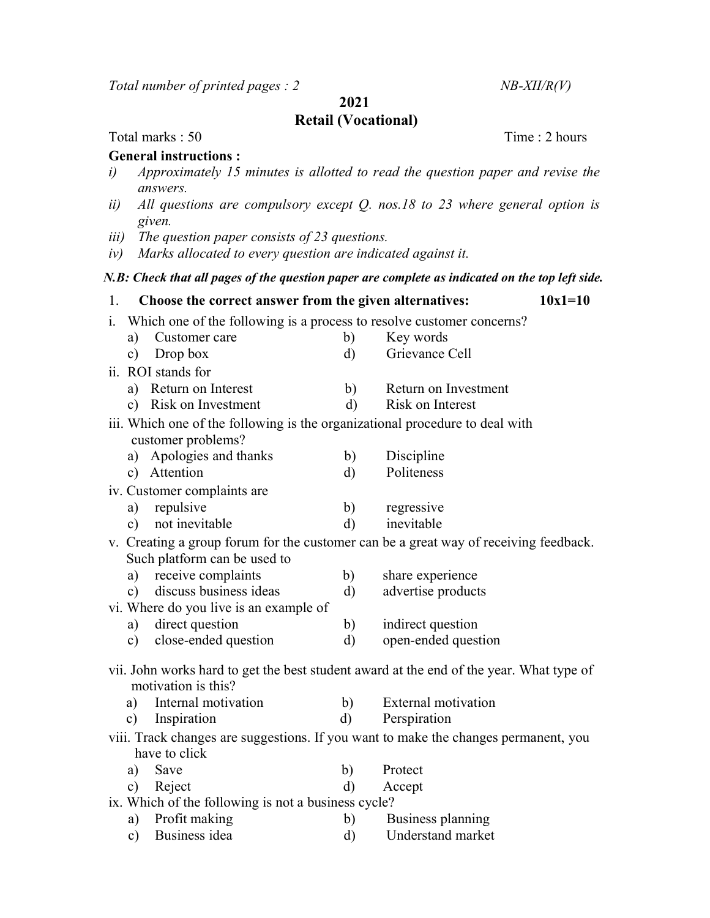*Total number of printed pages : 2* *NB-XII/R(V)*

**2021**

**Retail (Vocational)**

Total marks : 50 Time : 2 hours

**General instructions :**

*i) Approximately 15 minutes is allotted to read the question paper and revise the answers.*

*ii) All questions are compulsory except Q. nos.18 to 23 where general option is given.*

*iii) The question paper consists of 23 questions.*

*iv) Marks allocated to every question are indicated against it.*

***N.B: Check that all pages of the question paper are complete as indicated on the top left side.***

1. **Choose the correct answer from the given alternatives: 10x1=10**

i. Which one of the following is a process to resolve customer concerns?
- a) Customer care
- b) Key words
- c) Drop box
- d) Grievance Cell

ii. ROI stands for
- a) Return on Interest
- b) Return on Investment
- c) Risk on Investment
- d) Risk on Interest

iii. Which one of the following is the organizational procedure to deal with customer problems?
- a) Apologies and thanks
- b) Discipline
- c) Attention
- d) Politeness

iv. Customer complaints are
- a) repulsive
- b) regressive
- c) not inevitable
- d) inevitable

v. Creating a group forum for the customer can be a great way of receiving feedback. Such platform can be used to
- a) receive complaints
- b) share experience
- c) discuss business ideas
- d) advertise products

vi. Where do you live is an example of
- a) direct question
- b) indirect question
- c) close-ended question
- d) open-ended question

vii. John works hard to get the best student award at the end of the year. What type of motivation is this?
- a) Internal motivation
- b) External motivation
- c) Inspiration
- d) Perspiration

viii. Track changes are suggestions. If you want to make the changes permanent, you have to click
- a) Save
- b) Protect
- c) Reject
- d) Accept

ix. Which of the following is not a business cycle?
- a) Profit making
- b) Business planning
- c) Business idea
- d) Understand market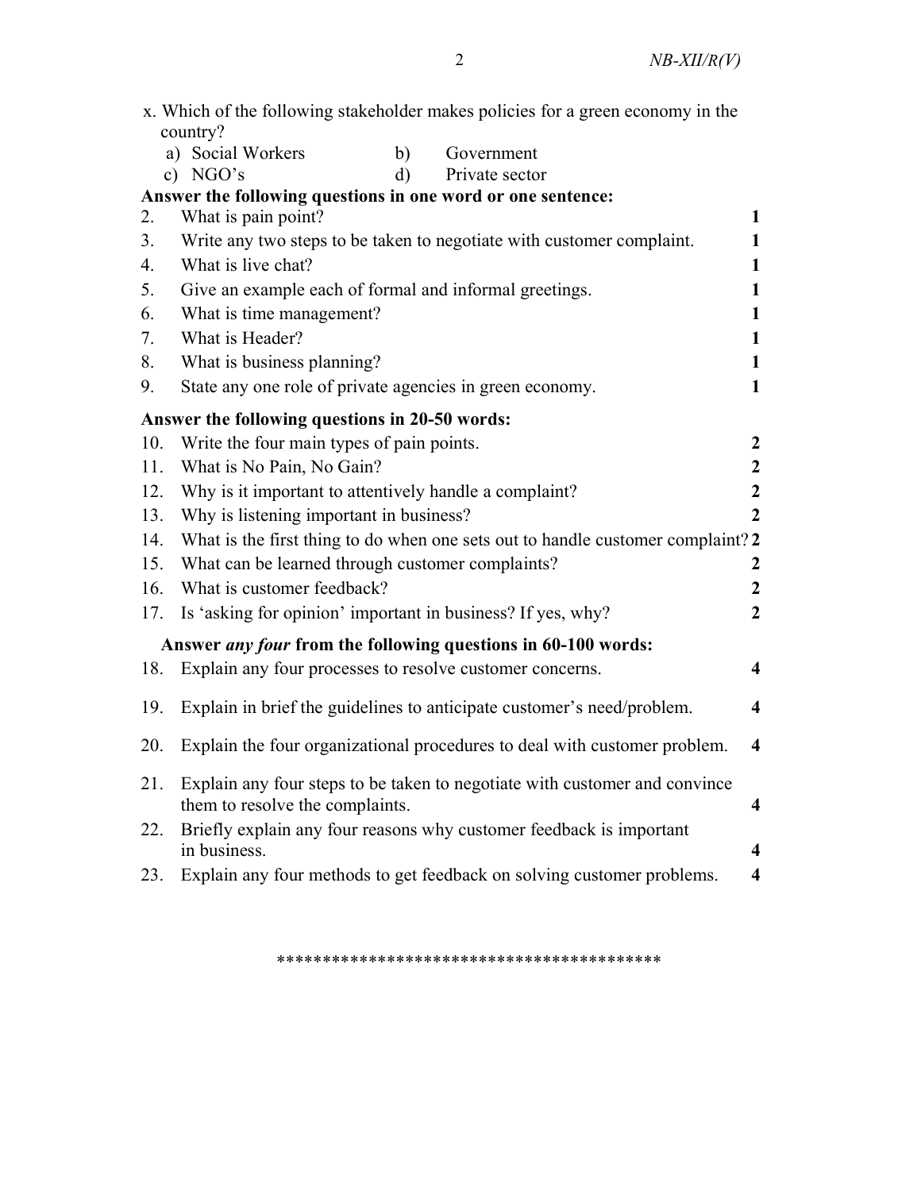x. Which of the following stakeholder makes policies for a green economy in the country?

a) Social Workers b) Government
c) NGO's d) Private sector

**Answer the following questions in one word or one sentence:**

2. What is pain point? **1**
3. Write any two steps to be taken to negotiate with customer complaint. **1**
4. What is live chat? **1**
5. Give an example each of formal and informal greetings. **1**
6. What is time management? **1**
7. What is Header? **1**
8. What is business planning? **1**
9. State any one role of private agencies in green economy. **1**

**Answer the following questions in 20-50 words:**

10. Write the four main types of pain points. **2**
11. What is No Pain, No Gain? **2**
12. Why is it important to attentively handle a complaint? **2**
13. Why is listening important in business? **2**
14. What is the first thing to do when one sets out to handle customer complaint? **2**
15. What can be learned through customer complaints? **2**
16. What is customer feedback? **2**
17. Is 'asking for opinion' important in business? If yes, why? **2**

**Answer *any four* from the following questions in 60-100 words:**

18. Explain any four processes to resolve customer concerns. **4**
19. Explain in brief the guidelines to anticipate customer's need/problem. **4**
20. Explain the four organizational procedures to deal with customer problem. **4**
21. Explain any four steps to be taken to negotiate with customer and convince them to resolve the complaints. **4**
22. Briefly explain any four reasons why customer feedback is important in business. **4**
23. Explain any four methods to get feedback on solving customer problems. **4**

******************************************